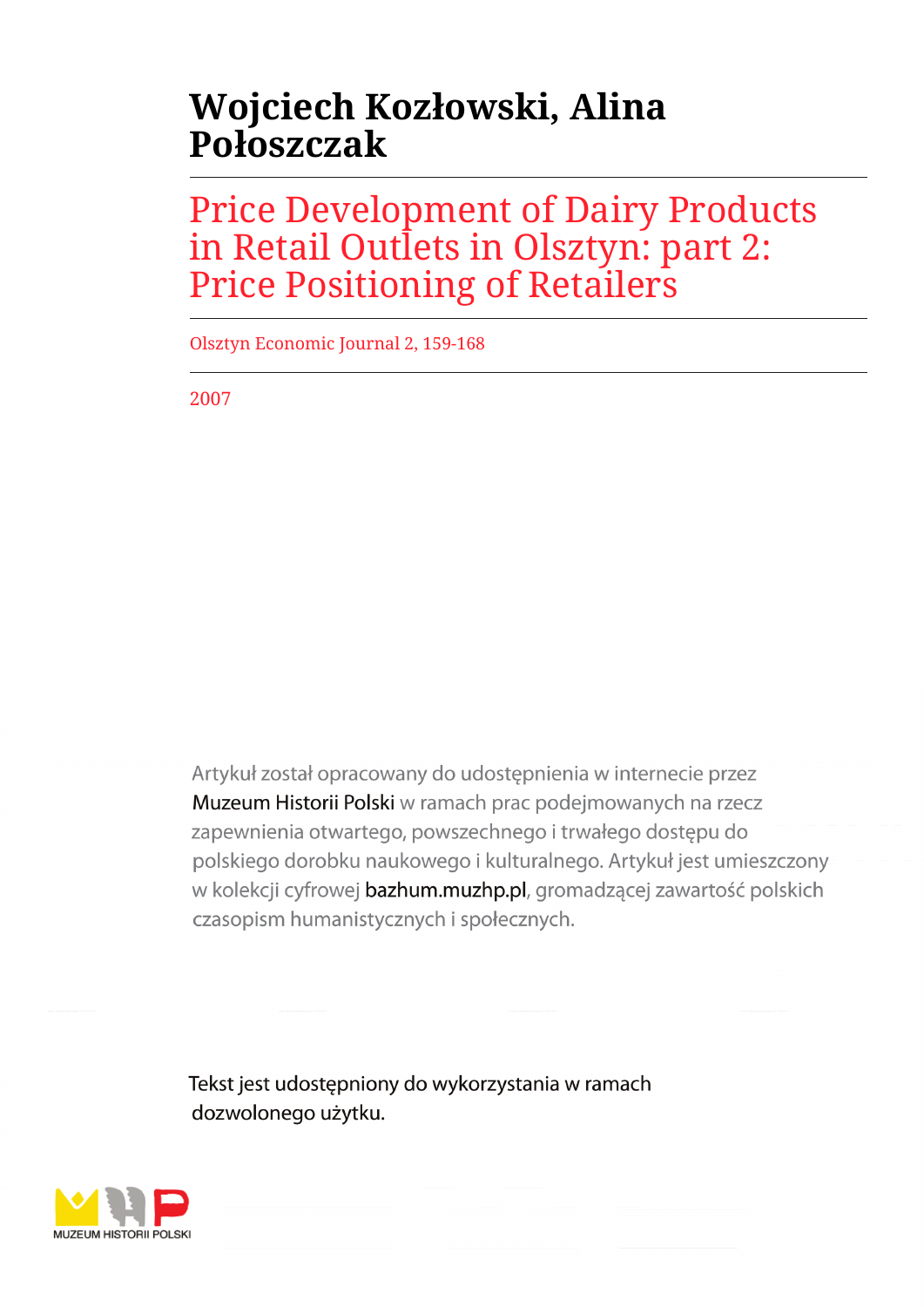# Wojciech Kozłowski, Alina Połoszczak

## Price Development of Dairy Products in Retail Outlets in Olsztyn: part 2: Price Positioning of Retailers

Olsztyn Economic Journal 2, 159-168

2007

Artykuł został opracowany do udostępnienia w internecie przez Muzeum Historii Polski w ramach prac podejmowanych na rzecz zapewnienia otwartego, powszechnego i trwałego dostępu do polskiego dorobku naukowego i kulturalnego. Artykuł jest umieszczony w kolekcji cyfrowej bazhum.muzhp.pl, gromadzącej zawartość polskich czasopism humanistycznych i społecznych.

Tekst jest udostępniony do wykorzystania w ramach dozwolonego użytku.

MUZEUM HISTORII POLSKI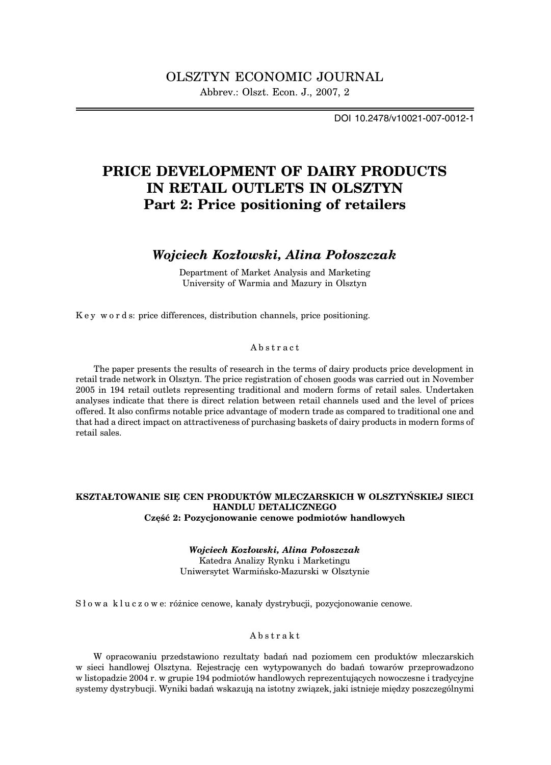# PRICE DEVELOPMENT OF DAIRY PRODUCTS IN RETAIL OUTLETS IN OLSZTYN
## Part 2: Price positioning of retailers

***Wojciech Kozłowski, Alina Połoszczak***

Department of Market Analysis and Marketing
University of Warmia and Mazury in Olsztyn

Key words: price differences, distribution channels, price positioning.

### Abstract

The paper presents the results of research in the terms of dairy products price development in retail trade network in Olsztyn. The price registration of chosen goods was carried out in November 2005 in 194 retail outlets representing traditional and modern forms of retail sales. Undertaken analyses indicate that there is direct relation between retail channels used and the level of prices offered. It also confirms notable price advantage of modern trade as compared to traditional one and that had a direct impact on attractiveness of purchasing baskets of dairy products in modern forms of retail sales.

**KSZTAŁTOWANIE SIĘ CEN PRODUKTÓW MLECZARSKICH W OLSZTYŃSKIEJ SIECI HANDLU DETALICZNEGO**
**Część 2: Pozycjonowanie cenowe podmiotów handlowych**

***Wojciech Kozłowski, Alina Połoszczak***

Katedra Analizy Rynku i Marketingu
Uniwersytet Warmińsko-Mazurski w Olsztynie

Słowa kluczowe: różnice cenowe, kanały dystrybucji, pozycjonowanie cenowe.

### Abstrakt

W opracowaniu przedstawiono rezultaty badań nad poziomem cen produktów mleczarskich w sieci handlowej Olsztyna. Rejestrację cen wytypowanych do badań towarów przeprowadzono w listopadzie 2004 r. w grupie 194 podmiotów handlowych reprezentujących nowoczesne i tradycyjne systemy dystrybucji. Wyniki badań wskazują na istotny związek, jaki istnieje między poszczególnymi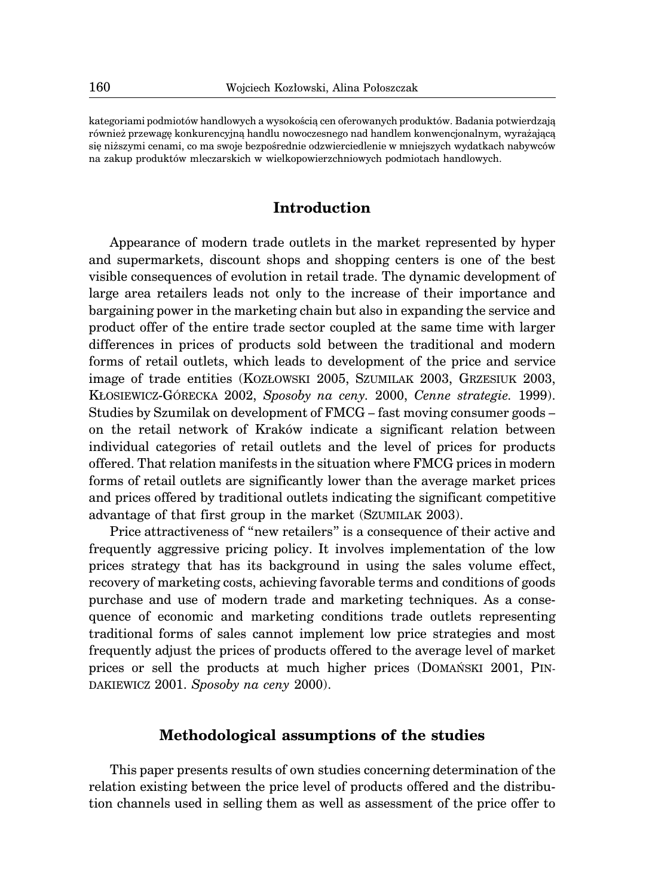kategoriami podmiotów handlowych a wysokością cen oferowanych produktów. Badania potwierdzają również przewagę konkurencyjną handlu nowoczesnego nad handlem konwencjonalnym, wyrażającą się niższymi cenami, co ma swoje bezpośrednie odzwierciedlenie w mniejszych wydatkach nabywców na zakup produktów mleczarskich w wielkopowierzchniowych podmiotach handlowych.

## Introduction

Appearance of modern trade outlets in the market represented by hyper and supermarkets, discount shops and shopping centers is one of the best visible consequences of evolution in retail trade. The dynamic development of large area retailers leads not only to the increase of their importance and bargaining power in the marketing chain but also in expanding the service and product offer of the entire trade sector coupled at the same time with larger differences in prices of products sold between the traditional and modern forms of retail outlets, which leads to development of the price and service image of trade entities (KOZŁOWSKI 2005, SZUMILAK 2003, GRZESIUK 2003, KŁOSIEWICZ-GÓRECKA 2002, *Sposoby na ceny.* 2000, *Cenne strategie.* 1999). Studies by Szumilak on development of FMCG – fast moving consumer goods – on the retail network of Kraków indicate a significant relation between individual categories of retail outlets and the level of prices for products offered. That relation manifests in the situation where FMCG prices in modern forms of retail outlets are significantly lower than the average market prices and prices offered by traditional outlets indicating the significant competitive advantage of that first group in the market (SZUMILAK 2003).

Price attractiveness of "new retailers" is a consequence of their active and frequently aggressive pricing policy. It involves implementation of the low prices strategy that has its background in using the sales volume effect, recovery of marketing costs, achieving favorable terms and conditions of goods purchase and use of modern trade and marketing techniques. As a consequence of economic and marketing conditions trade outlets representing traditional forms of sales cannot implement low price strategies and most frequently adjust the prices of products offered to the average level of market prices or sell the products at much higher prices (DOMAŃSKI 2001, PINDAKIEWICZ 2001. *Sposoby na ceny* 2000).

## Methodological assumptions of the studies

This paper presents results of own studies concerning determination of the relation existing between the price level of products offered and the distribution channels used in selling them as well as assessment of the price offer to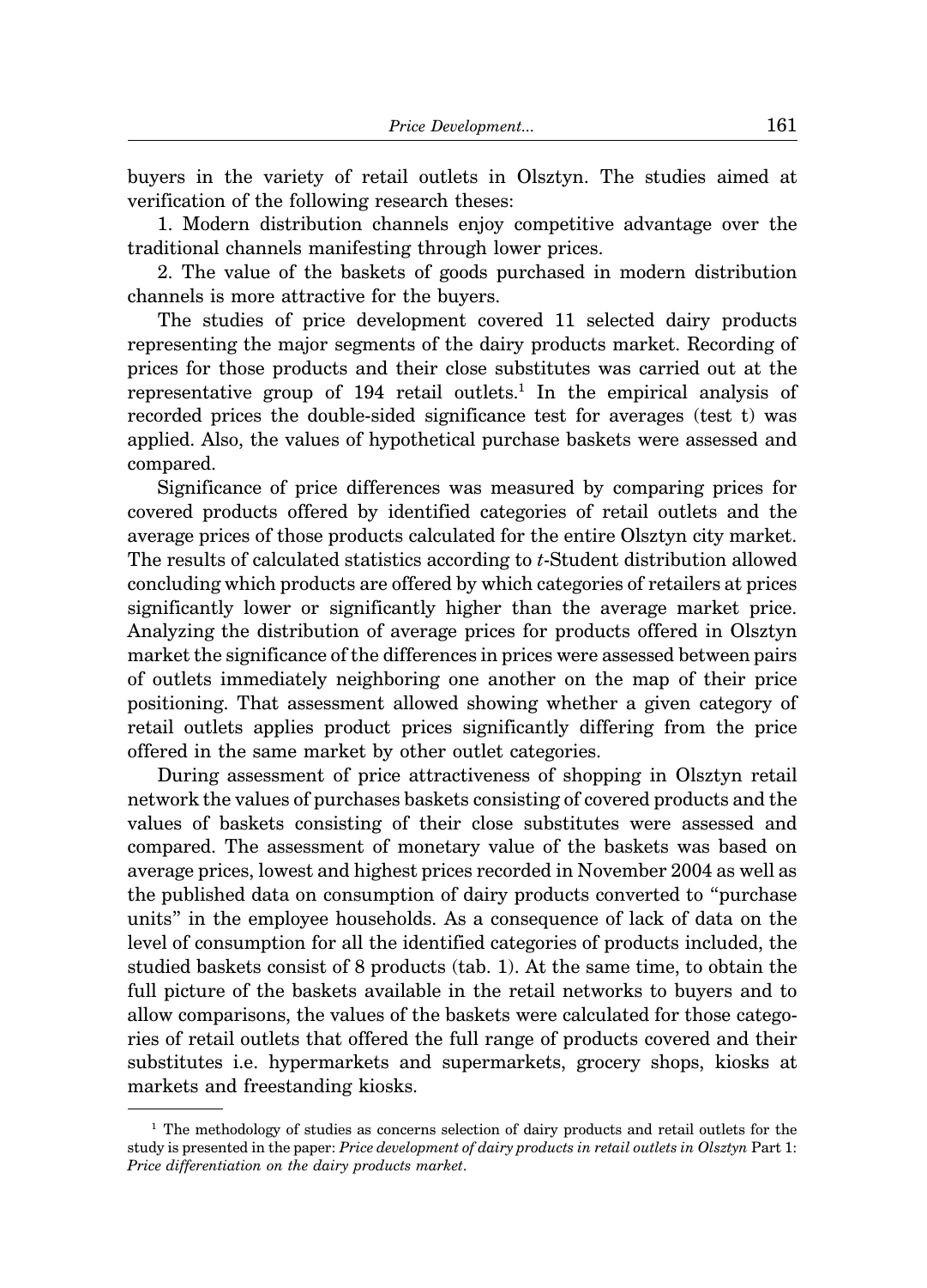buyers in the variety of retail outlets in Olsztyn. The studies aimed at verification of the following research theses:

1. Modern distribution channels enjoy competitive advantage over the traditional channels manifesting through lower prices.

2. The value of the baskets of goods purchased in modern distribution channels is more attractive for the buyers.

The studies of price development covered 11 selected dairy products representing the major segments of the dairy products market. Recording of prices for those products and their close substitutes was carried out at the representative group of 194 retail outlets.[1] In the empirical analysis of recorded prices the double-sided significance test for averages (test t) was applied. Also, the values of hypothetical purchase baskets were assessed and compared.

Significance of price differences was measured by comparing prices for covered products offered by identified categories of retail outlets and the average prices of those products calculated for the entire Olsztyn city market. The results of calculated statistics according to *t*-Student distribution allowed concluding which products are offered by which categories of retailers at prices significantly lower or significantly higher than the average market price. Analyzing the distribution of average prices for products offered in Olsztyn market the significance of the differences in prices were assessed between pairs of outlets immediately neighboring one another on the map of their price positioning. That assessment allowed showing whether a given category of retail outlets applies product prices significantly differing from the price offered in the same market by other outlet categories.

During assessment of price attractiveness of shopping in Olsztyn retail network the values of purchases baskets consisting of covered products and the values of baskets consisting of their close substitutes were assessed and compared. The assessment of monetary value of the baskets was based on average prices, lowest and highest prices recorded in November 2004 as well as the published data on consumption of dairy products converted to "purchase units" in the employee households. As a consequence of lack of data on the level of consumption for all the identified categories of products included, the studied baskets consist of 8 products (tab. 1). At the same time, to obtain the full picture of the baskets available in the retail networks to buyers and to allow comparisons, the values of the baskets were calculated for those categories of retail outlets that offered the full range of products covered and their substitutes i.e. hypermarkets and supermarkets, grocery shops, kiosks at markets and freestanding kiosks.

---

[1] The methodology of studies as concerns selection of dairy products and retail outlets for the study is presented in the paper: *Price development of dairy products in retail outlets in Olsztyn* Part 1: *Price differentiation on the dairy products market*.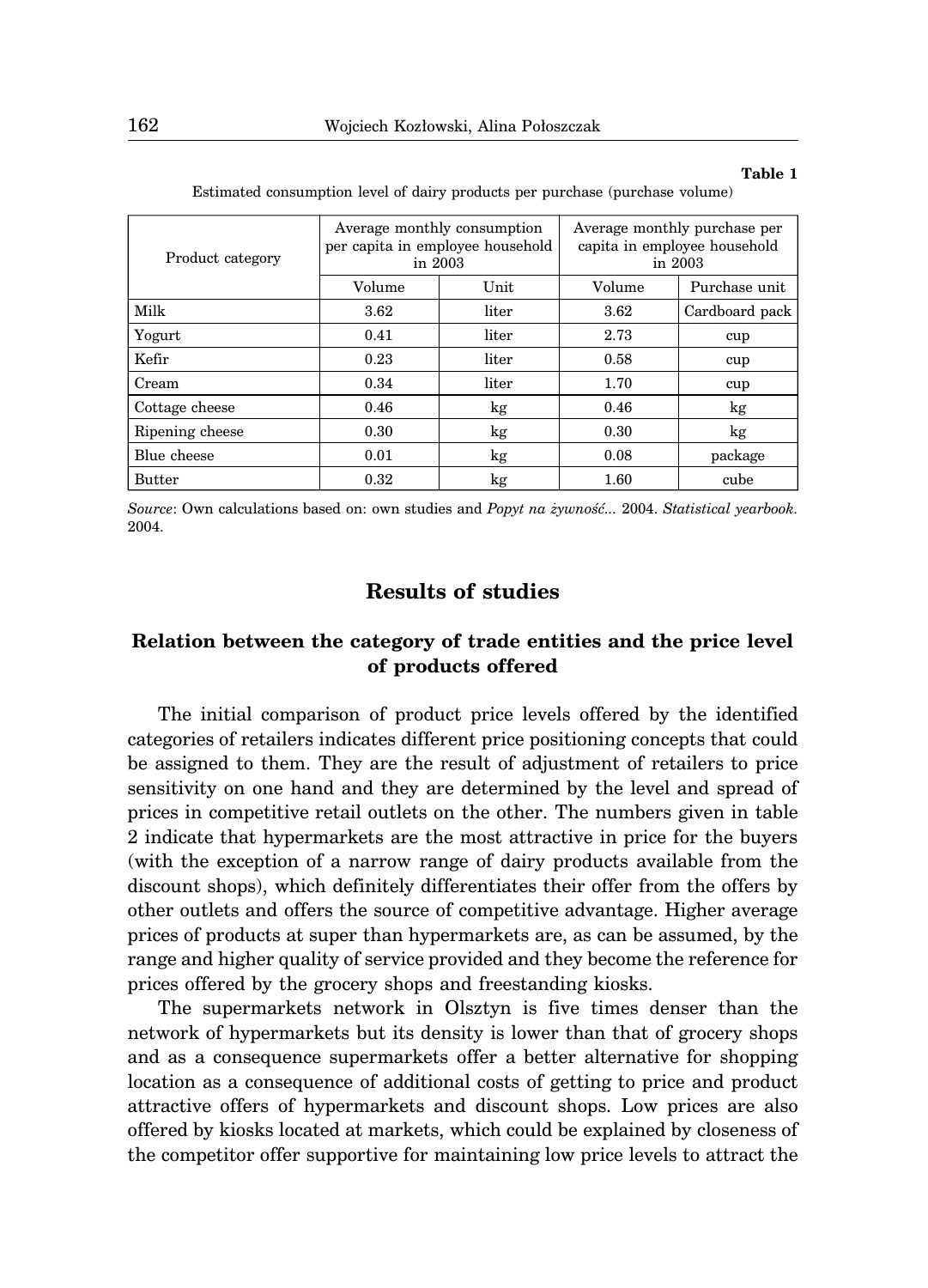**Table 1**

Estimated consumption level of dairy products per purchase (purchase volume)

| Product category | Average monthly consumption per capita in employee household in 2003 | | Average monthly purchase per capita in employee household in 2003 | |
|---|---|---|---|---|
| | Volume | Unit | Volume | Purchase unit |
| Milk | 3.62 | liter | 3.62 | Cardboard pack |
| Yogurt | 0.41 | liter | 2.73 | cup |
| Kefir | 0.23 | liter | 0.58 | cup |
| Cream | 0.34 | liter | 1.70 | cup |
| Cottage cheese | 0.46 | kg | 0.46 | kg |
| Ripening cheese | 0.30 | kg | 0.30 | kg |
| Blue cheese | 0.01 | kg | 0.08 | package |
| Butter | 0.32 | kg | 1.60 | cube |

*Source*: Own calculations based on: own studies and *Popyt na żywność*... 2004. *Statistical yearbook*. 2004.

## Results of studies

### Relation between the category of trade entities and the price level of products offered

The initial comparison of product price levels offered by the identified categories of retailers indicates different price positioning concepts that could be assigned to them. They are the result of adjustment of retailers to price sensitivity on one hand and they are determined by the level and spread of prices in competitive retail outlets on the other. The numbers given in table 2 indicate that hypermarkets are the most attractive in price for the buyers (with the exception of a narrow range of dairy products available from the discount shops), which definitely differentiates their offer from the offers by other outlets and offers the source of competitive advantage. Higher average prices of products at super than hypermarkets are, as can be assumed, by the range and higher quality of service provided and they become the reference for prices offered by the grocery shops and freestanding kiosks.

The supermarkets network in Olsztyn is five times denser than the network of hypermarkets but its density is lower than that of grocery shops and as a consequence supermarkets offer a better alternative for shopping location as a consequence of additional costs of getting to price and product attractive offers of hypermarkets and discount shops. Low prices are also offered by kiosks located at markets, which could be explained by closeness of the competitor offer supportive for maintaining low price levels to attract the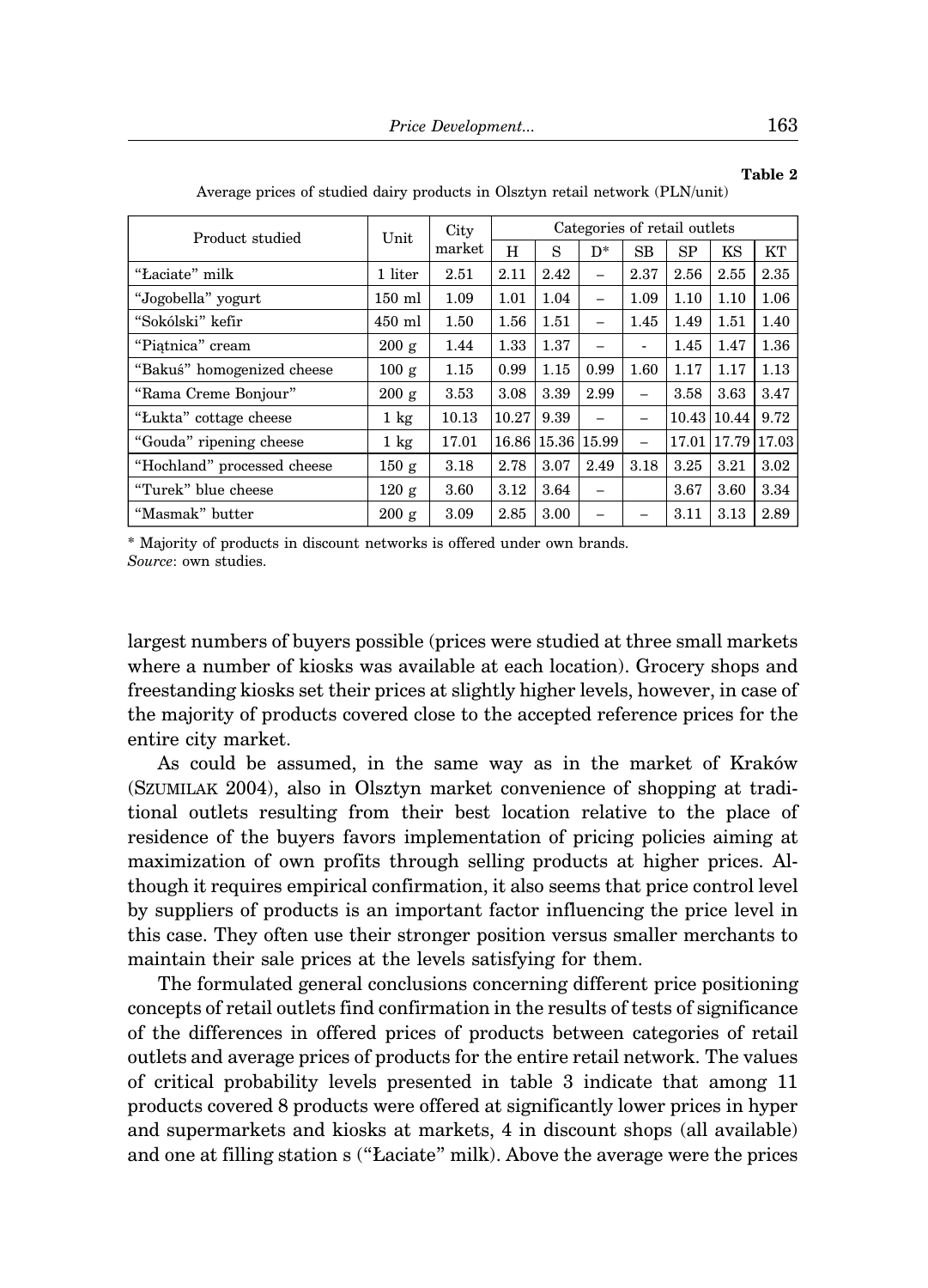**Table 2**

Average prices of studied dairy products in Olsztyn retail network (PLN/unit)

| Product studied | Unit | City market | Categories of retail outlets | | | | | | |
|---|---|---|---|---|---|---|---|---|---|
| | | | H | S | D* | SB | SP | KS | KT |
| "Łaciate" milk | 1 liter | 2.51 | 2.11 | 2.42 | – | 2.37 | 2.56 | 2.55 | 2.35 |
| "Jogobella" yogurt | 150 ml | 1.09 | 1.01 | 1.04 | – | 1.09 | 1.10 | 1.10 | 1.06 |
| "Sokólski" kefir | 450 ml | 1.50 | 1.56 | 1.51 | – | 1.45 | 1.49 | 1.51 | 1.40 |
| "Piątnica" cream | 200 g | 1.44 | 1.33 | 1.37 | – | - | 1.45 | 1.47 | 1.36 |
| "Bakuś" homogenized cheese | 100 g | 1.15 | 0.99 | 1.15 | 0.99 | 1.60 | 1.17 | 1.17 | 1.13 |
| "Rama Creme Bonjour" | 200 g | 3.53 | 3.08 | 3.39 | 2.99 | – | 3.58 | 3.63 | 3.47 |
| "Łukta" cottage cheese | 1 kg | 10.13 | 10.27 | 9.39 | – | – | 10.43 | 10.44 | 9.72 |
| "Gouda" ripening cheese | 1 kg | 17.01 | 16.86 | 15.36 | 15.99 | – | 17.01 | 17.79 | 17.03 |
| "Hochland" processed cheese | 150 g | 3.18 | 2.78 | 3.07 | 2.49 | 3.18 | 3.25 | 3.21 | 3.02 |
| "Turek" blue cheese | 120 g | 3.60 | 3.12 | 3.64 | – | | 3.67 | 3.60 | 3.34 |
| "Masmak" butter | 200 g | 3.09 | 2.85 | 3.00 | – | – | 3.11 | 3.13 | 2.89 |

* Majority of products in discount networks is offered under own brands.
*Source*: own studies.

largest numbers of buyers possible (prices were studied at three small markets where a number of kiosks was available at each location). Grocery shops and freestanding kiosks set their prices at slightly higher levels, however, in case of the majority of products covered close to the accepted reference prices for the entire city market.

As could be assumed, in the same way as in the market of Kraków (SZUMILAK 2004), also in Olsztyn market convenience of shopping at traditional outlets resulting from their best location relative to the place of residence of the buyers favors implementation of pricing policies aiming at maximization of own profits through selling products at higher prices. Although it requires empirical confirmation, it also seems that price control level by suppliers of products is an important factor influencing the price level in this case. They often use their stronger position versus smaller merchants to maintain their sale prices at the levels satisfying for them.

The formulated general conclusions concerning different price positioning concepts of retail outlets find confirmation in the results of tests of significance of the differences in offered prices of products between categories of retail outlets and average prices of products for the entire retail network. The values of critical probability levels presented in table 3 indicate that among 11 products covered 8 products were offered at significantly lower prices in hyper and supermarkets and kiosks at markets, 4 in discount shops (all available) and one at filling station s ("Łaciate" milk). Above the average were the prices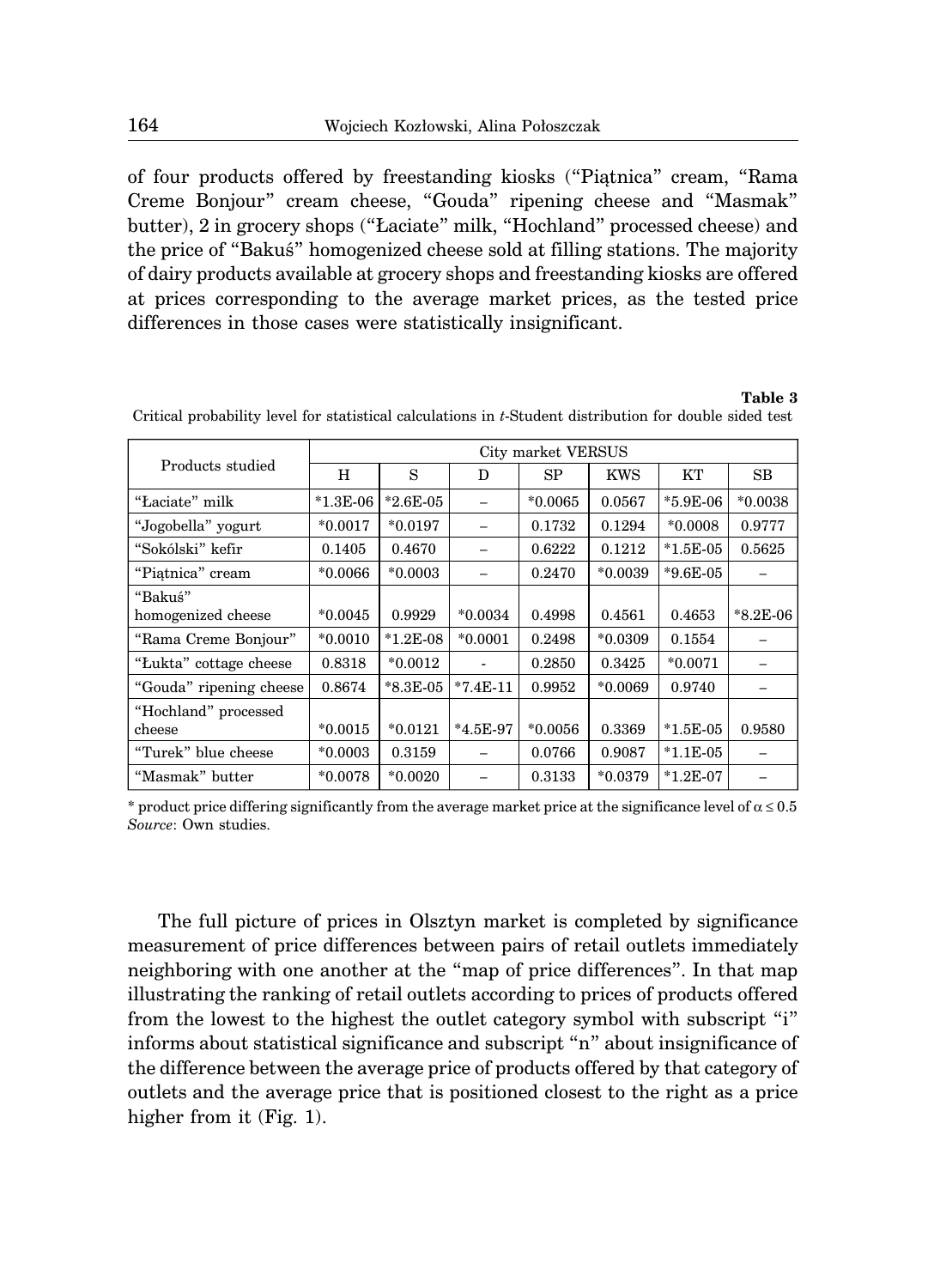of four products offered by freestanding kiosks ("Piątnica" cream, "Rama Creme Bonjour" cream cheese, "Gouda" ripening cheese and "Masmak" butter), 2 in grocery shops ("Łaciate" milk, "Hochland" processed cheese) and the price of "Bakuś" homogenized cheese sold at filling stations. The majority of dairy products available at grocery shops and freestanding kiosks are offered at prices corresponding to the average market prices, as the tested price differences in those cases were statistically insignificant.

**Table 3**

Critical probability level for statistical calculations in *t*-Student distribution for double sided test

| Products studied | City market VERSUS | | | | | | |
|---|---|---|---|---|---|---|---|
| | H | S | D | SP | KWS | KT | SB |
| "Łaciate" milk | *1.3E-06 | *2.6E-05 | – | *0.0065 | 0.0567 | *5.9E-06 | *0.0038 |
| "Jogobella" yogurt | *0.0017 | *0.0197 | – | 0.1732 | 0.1294 | *0.0008 | 0.9777 |
| "Sokólski" kefir | 0.1405 | 0.4670 | – | 0.6222 | 0.1212 | *1.5E-05 | 0.5625 |
| "Piątnica" cream | *0.0066 | *0.0003 | – | 0.2470 | *0.0039 | *9.6E-05 | – |
| "Bakuś" homogenized cheese | *0.0045 | 0.9929 | *0.0034 | 0.4998 | 0.4561 | 0.4653 | *8.2E-06 |
| "Rama Creme Bonjour" | *0.0010 | *1.2E-08 | *0.0001 | 0.2498 | *0.0309 | 0.1554 | – |
| "Łukta" cottage cheese | 0.8318 | *0.0012 | - | 0.2850 | 0.3425 | *0.0071 | – |
| "Gouda" ripening cheese | 0.8674 | *8.3E-05 | *7.4E-11 | 0.9952 | *0.0069 | 0.9740 | – |
| "Hochland" processed cheese | *0.0015 | *0.0121 | *4.5E-97 | *0.0056 | 0.3369 | *1.5E-05 | 0.9580 |
| "Turek" blue cheese | *0.0003 | 0.3159 | – | 0.0766 | 0.9087 | *1.1E-05 | – |
| "Masmak" butter | *0.0078 | *0.0020 | – | 0.3133 | *0.0379 | *1.2E-07 | – |

* product price differing significantly from the average market price at the significance level of $\alpha \leq 0.5$

*Source*: Own studies.

The full picture of prices in Olsztyn market is completed by significance measurement of price differences between pairs of retail outlets immediately neighboring with one another at the "map of price differences". In that map illustrating the ranking of retail outlets according to prices of products offered from the lowest to the highest the outlet category symbol with subscript "i" informs about statistical significance and subscript "n" about insignificance of the difference between the average price of products offered by that category of outlets and the average price that is positioned closest to the right as a price higher from it (Fig. 1).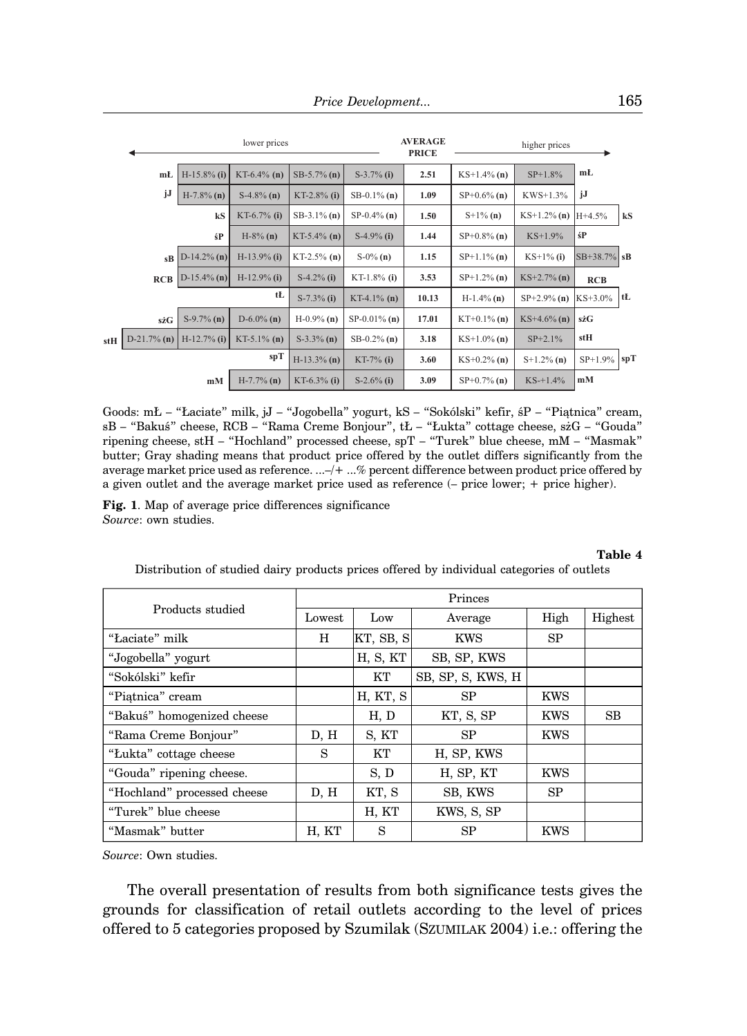| | lower prices | | | | | AVERAGE PRICE | higher prices | | | |
|---|---|---|---|---|---|---|---|---|---|---|
| mŁ | | H-15.8% **(i)** | KT-6.4% **(n)** | SB-5.7% **(n)** | S-3.7% **(i)** | **2.51** | KS+1.4% **(n)** | SP+1.8% | | mŁ |
| jJ | | H-7.8% **(n)** | S-4.8% **(n)** | KT-2.8% **(i)** | SB-0.1% **(n)** | **1.09** | SP+0.6% **(n)** | KWS+1.3% | | jJ |
| kS | | | KT-6.7% **(i)** | SB-3.1% **(n)** | SP-0.4% **(n)** | **1.50** | S+1% **(n)** | KS+1.2% **(n)** | H+4.5% | kS |
| śP | | | H-8% **(n)** | KT-5.4% **(n)** | S-4.9% **(i)** | **1.44** | SP+0.8% **(n)** | KS+1.9% | | śP |
| sB | | D-14.2% **(n)** | H-13.9% **(i)** | KT-2.5% **(n)** | S-0% **(n)** | **1.15** | SP+1.1% **(n)** | KS+1% **(i)** | SB+38.7% | sB |
| RCB | | D-15.4% **(n)** | H-12.9% **(i)** | S-4.2% **(i)** | KT-1.8% **(i)** | **3.53** | SP+1.2% **(n)** | KS+2.7% **(n)** | | RCB |
| tŁ | | | | S-7.3% **(i)** | KT-4.1% **(n)** | **10.13** | H-1.4% **(n)** | SP+2.9% **(n)** | KS+3.0% | tŁ |
| sżG | | S-9.7% **(n)** | D-6.0% **(n)** | H-0.9% **(n)** | SP-0.01% **(n)** | **17.01** | KT+0.1% **(n)** | KS+4.6% **(n)** | | sżG |
| stH | D-21.7% **(n)** | H-12.7% **(i)** | KT-5.1% **(n)** | S-3.3% **(n)** | SB-0.2% **(n)** | **3.18** | KS+1.0% **(n)** | SP+2.1% | | stH |
| spT | | | | H-13.3% **(n)** | KT-7% **(i)** | **3.60** | KS+0.2% **(n)** | S+1.2% **(n)** | SP+1.9% | spT |
| mM | | | H-7.7% **(n)** | KT-6.3% **(i)** | S-2.6% **(i)** | **3.09** | SP+0.7% **(n)** | KS-+1.4% | | mM |

Goods: mŁ – "Łaciate" milk, jJ – "Jogobella" yogurt, kS – "Sokólski" kefir, śP – "Piątnica" cream, sB – "Bakuś" cheese, RCB – "Rama Creme Bonjour", tŁ – "Łukta" cottage cheese, sżG – "Gouda" ripening cheese, stH – "Hochland" processed cheese, spT – "Turek" blue cheese, mM – "Masmak" butter; Gray shading means that product price offered by the outlet differs significantly from the average market price used as reference. ...–/+ ...% percent difference between product price offered by a given outlet and the average market price used as reference (– price lower; + price higher).

**Fig. 1**. Map of average price differences significance
*Source*: own studies.

**Table 4**

Distribution of studied dairy products prices offered by individual categories of outlets

| Products studied | Princes | | | | |
|---|---|---|---|---|---|
| | Lowest | Low | Average | High | Highest |
| "Łaciate" milk | H | KT, SB, S | KWS | SP | |
| "Jogobella" yogurt | | H, S, KT | SB, SP, KWS | | |
| "Sokólski" kefir | | KT | SB, SP, S, KWS, H | | |
| "Piątnica" cream | | H, KT, S | SP | KWS | |
| "Bakuś" homogenized cheese | | H, D | KT, S, SP | KWS | SB |
| "Rama Creme Bonjour" | D, H | S, KT | SP | KWS | |
| "Łukta" cottage cheese | S | KT | H, SP, KWS | | |
| "Gouda" ripening cheese. | | S, D | H, SP, KT | KWS | |
| "Hochland" processed cheese | D, H | KT, S | SB, KWS | SP | |
| "Turek" blue cheese | | H, KT | KWS, S, SP | | |
| "Masmak" butter | H, KT | S | SP | KWS | |

*Source*: Own studies.

The overall presentation of results from both significance tests gives the grounds for classification of retail outlets according to the level of prices offered to 5 categories proposed by Szumilak (SZUMILAK 2004) i.e.: offering the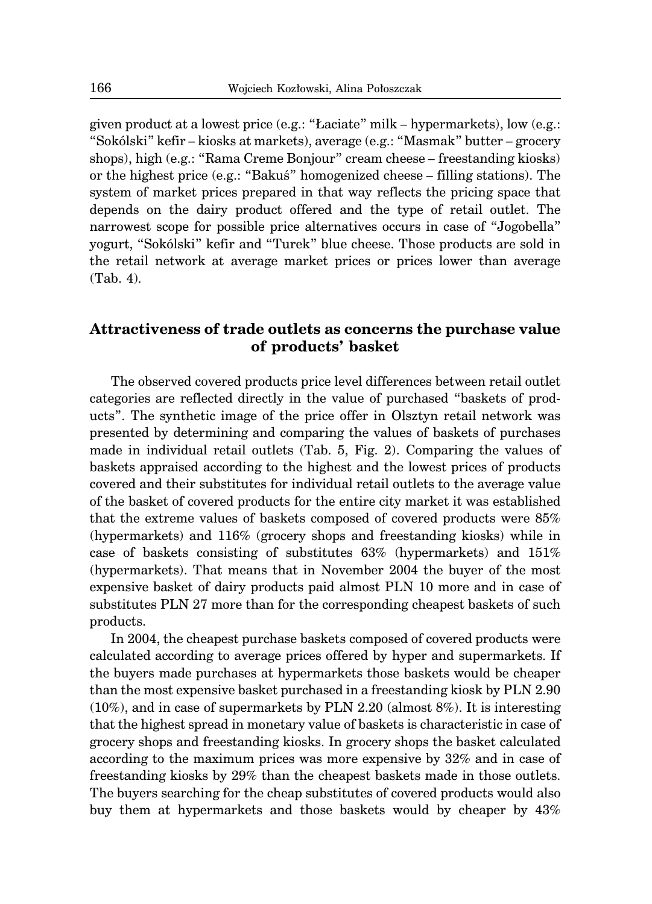given product at a lowest price (e.g.: "Łaciate" milk – hypermarkets), low (e.g.: "Sokólski" kefir – kiosks at markets), average (e.g.: "Masmak" butter – grocery shops), high (e.g.: "Rama Creme Bonjour" cream cheese – freestanding kiosks) or the highest price (e.g.: "Bakuś" homogenized cheese – filling stations). The system of market prices prepared in that way reflects the pricing space that depends on the dairy product offered and the type of retail outlet. The narrowest scope for possible price alternatives occurs in case of "Jogobella" yogurt, "Sokólski" kefir and "Turek" blue cheese. Those products are sold in the retail network at average market prices or prices lower than average (Tab. 4).

## Attractiveness of trade outlets as concerns the purchase value of products' basket

The observed covered products price level differences between retail outlet categories are reflected directly in the value of purchased "baskets of products". The synthetic image of the price offer in Olsztyn retail network was presented by determining and comparing the values of baskets of purchases made in individual retail outlets (Tab. 5, Fig. 2). Comparing the values of baskets appraised according to the highest and the lowest prices of products covered and their substitutes for individual retail outlets to the average value of the basket of covered products for the entire city market it was established that the extreme values of baskets composed of covered products were 85% (hypermarkets) and 116% (grocery shops and freestanding kiosks) while in case of baskets consisting of substitutes 63% (hypermarkets) and 151% (hypermarkets). That means that in November 2004 the buyer of the most expensive basket of dairy products paid almost PLN 10 more and in case of substitutes PLN 27 more than for the corresponding cheapest baskets of such products.

In 2004, the cheapest purchase baskets composed of covered products were calculated according to average prices offered by hyper and supermarkets. If the buyers made purchases at hypermarkets those baskets would be cheaper than the most expensive basket purchased in a freestanding kiosk by PLN 2.90 (10%), and in case of supermarkets by PLN 2.20 (almost 8%). It is interesting that the highest spread in monetary value of baskets is characteristic in case of grocery shops and freestanding kiosks. In grocery shops the basket calculated according to the maximum prices was more expensive by 32% and in case of freestanding kiosks by 29% than the cheapest baskets made in those outlets. The buyers searching for the cheap substitutes of covered products would also buy them at hypermarkets and those baskets would by cheaper by 43%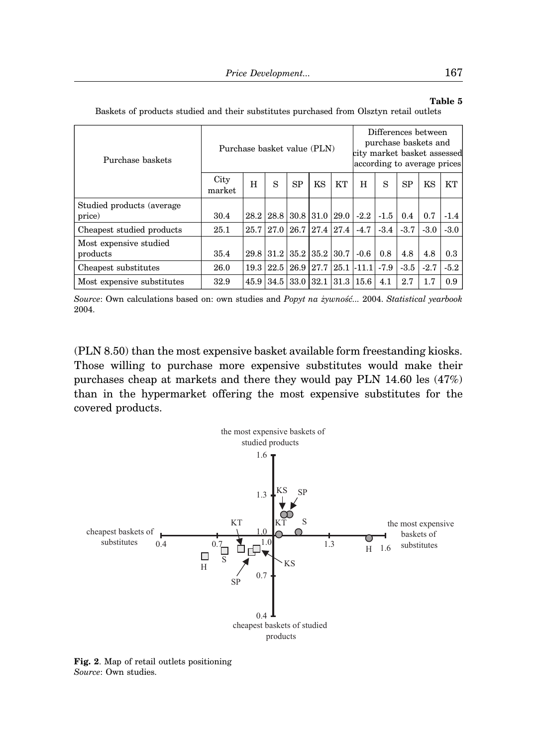**Table 5**

Baskets of products studied and their substitutes purchased from Olsztyn retail outlets

| Purchase baskets | Purchase basket value (PLN) | | | | | | Differences between purchase baskets and city market basket assessed according to average prices | | | | |
|---|---|---|---|---|---|---|---|---|---|---|---|
| | City market | H | S | SP | KS | KT | H | S | SP | KS | KT |
| Studied products (average price) | 30.4 | 28.2 | 28.8 | 30.8 | 31.0 | 29.0 | -2.2 | -1.5 | 0.4 | 0.7 | -1.4 |
| Cheapest studied products | 25.1 | 25.7 | 27.0 | 26.7 | 27.4 | 27.4 | -4.7 | -3.4 | -3.7 | -3.0 | -3.0 |
| Most expensive studied products | 35.4 | 29.8 | 31.2 | 35.2 | 35.2 | 30.7 | -0.6 | 0.8 | 4.8 | 4.8 | 0.3 |
| Cheapest substitutes | 26.0 | 19.3 | 22.5 | 26.9 | 27.7 | 25.1 | -11.1 | -7.9 | -3.5 | -2.7 | -5.2 |
| Most expensive substitutes | 32.9 | 45.9 | 34.5 | 33.0 | 32.1 | 31.3 | 15.6 | 4.1 | 2.7 | 1.7 | 0.9 |

*Source*: Own calculations based on: own studies and *Popyt na żywność...* 2004. *Statistical yearbook* 2004.

(PLN 8.50) than the most expensive basket available form freestanding kiosks. Those willing to purchase more expensive substitutes would make their purchases cheap at markets and there they would pay PLN 14.60 les (47%) than in the hypermarket offering the most expensive substitutes for the covered products.

**Fig. 2**. Map of retail outlets positioning
*Source*: Own studies.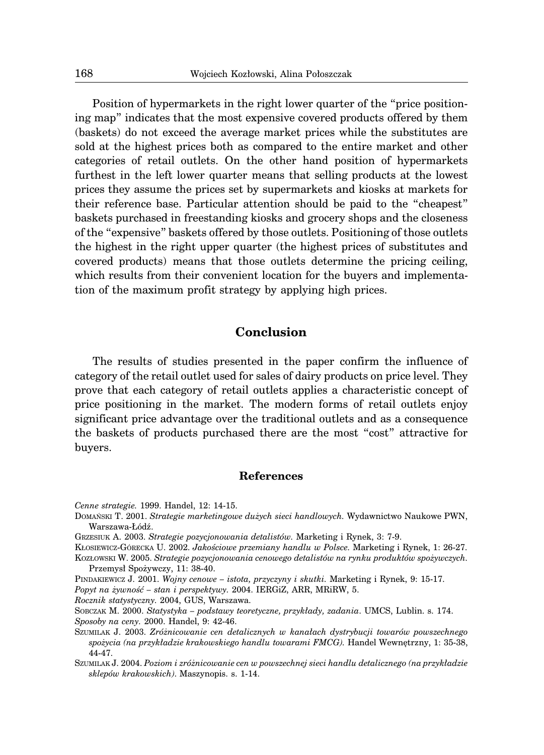Position of hypermarkets in the right lower quarter of the "price positioning map" indicates that the most expensive covered products offered by them (baskets) do not exceed the average market prices while the substitutes are sold at the highest prices both as compared to the entire market and other categories of retail outlets. On the other hand position of hypermarkets furthest in the left lower quarter means that selling products at the lowest prices they assume the prices set by supermarkets and kiosks at markets for their reference base. Particular attention should be paid to the "cheapest" baskets purchased in freestanding kiosks and grocery shops and the closeness of the "expensive" baskets offered by those outlets. Positioning of those outlets the highest in the right upper quarter (the highest prices of substitutes and covered products) means that those outlets determine the pricing ceiling, which results from their convenient location for the buyers and implementation of the maximum profit strategy by applying high prices.

## Conclusion

The results of studies presented in the paper confirm the influence of category of the retail outlet used for sales of dairy products on price level. They prove that each category of retail outlets applies a characteristic concept of price positioning in the market. The modern forms of retail outlets enjoy significant price advantage over the traditional outlets and as a consequence the baskets of products purchased there are the most "cost" attractive for buyers.

### References

*Cenne strategie.* 1999. Handel, 12: 14-15.

DOMAŃSKI T. 2001. *Strategie marketingowe dużych sieci handlowych.* Wydawnictwo Naukowe PWN, Warszawa-Łódź.

GRZESIUK A. 2003. *Strategie pozycjonowania detalistów.* Marketing i Rynek, 3: 7-9.

KŁOSIEWICZ-GÓRECKA U. 2002. *Jakościowe przemiany handlu w Polsce.* Marketing i Rynek, 1: 26-27.

KOZŁOWSKI W. 2005. *Strategie pozycjonowania cenowego detalistów na rynku produktów spożywczych.* Przemysł Spożywczy, 11: 38-40.

PINDAKIEWICZ J. 2001. *Wojny cenowe – istota, przyczyny i skutki.* Marketing i Rynek, 9: 15-17.

*Popyt na żywność – stan i perspektywy.* 2004. IERGiZ, ARR, MRiRW, 5.

*Rocznik statystyczny.* 2004, GUS, Warszawa.

SOBCZAK M. 2000. *Statystyka – podstawy teoretyczne, przykłady, zadania*. UMCS, Lublin. s. 174.

*Sposoby na ceny.* 2000. Handel, 9: 42-46.

SZUMILAK J. 2003. *Zróżnicowanie cen detalicznych w kanałach dystrybucji towarów powszechnego spożycia (na przykładzie krakowskiego handlu towarami FMCG).* Handel Wewnętrzny, 1: 35-38, 44-47.

SZUMILAK J. 2004. *Poziom i zróżnicowanie cen w powszechnej sieci handlu detalicznego (na przykładzie sklepów krakowskich)*. Maszynopis. s. 1-14.